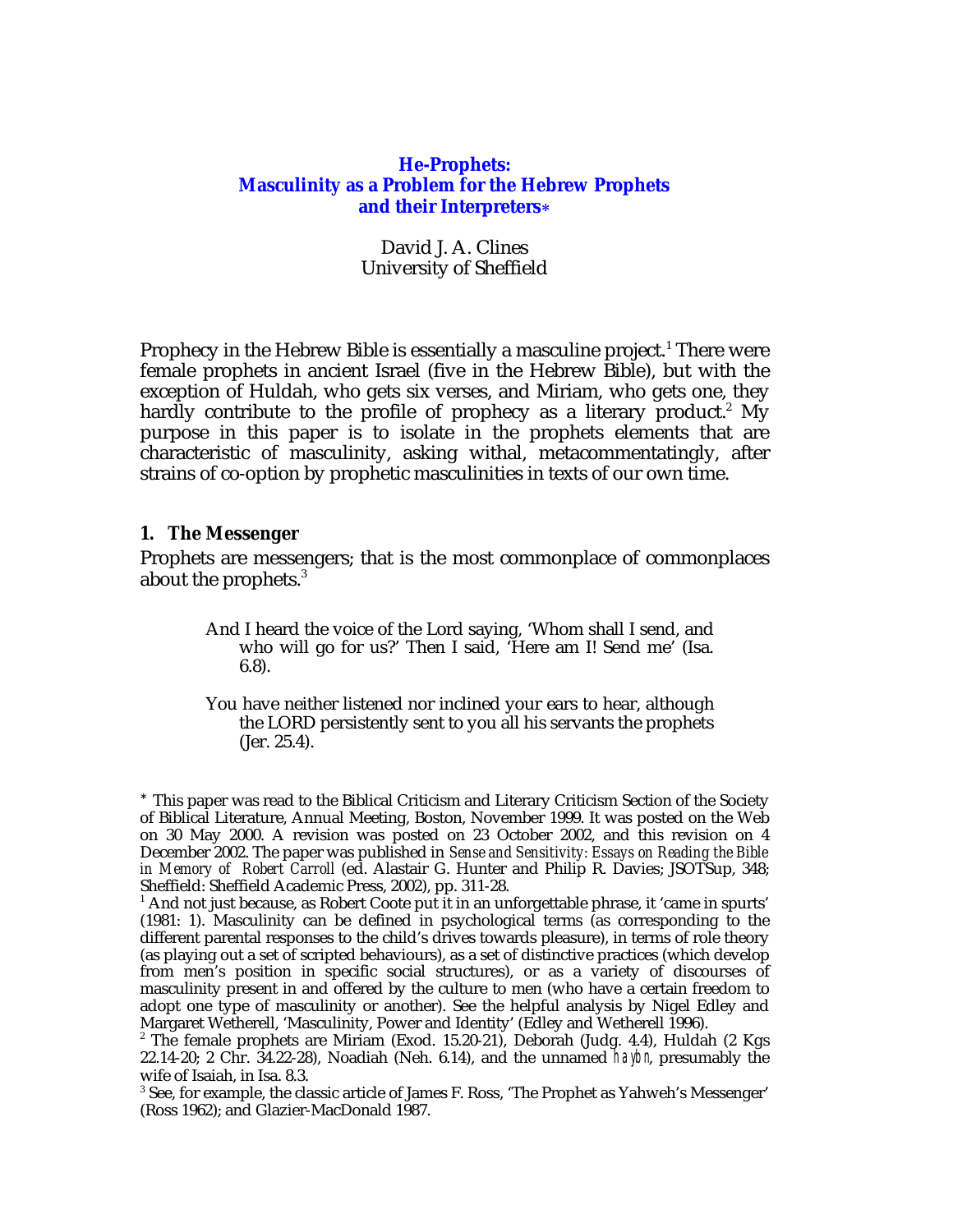# He-Prophets: Masculinity as a Problem for the Hebrew Prophets and their Interpreters*

David J. A. Clines
University of Sheffield

Prophecy in the Hebrew Bible is essentially a masculine project.[1] There were female prophets in ancient Israel (five in the Hebrew Bible), but with the exception of Huldah, who gets six verses, and Miriam, who gets one, they hardly contribute to the profile of prophecy as a literary product.[2] My purpose in this paper is to isolate in the prophets elements that are characteristic of masculinity, asking withal, metacommentatingly, after strains of co-option by prophetic masculinities in texts of our own time.

## 1. The Messenger

Prophets are messengers; that is the most commonplace of commonplaces about the prophets.[3]

> And I heard the voice of the Lord saying, 'Whom shall I send, and who will go for us?' Then I said, 'Here am I! Send me' (Isa. 6.8).

> You have neither listened nor inclined your ears to hear, although the LORD persistently sent to you all his servants the prophets (Jer. 25.4).

---

\* This paper was read to the Biblical Criticism and Literary Criticism Section of the Society of Biblical Literature, Annual Meeting, Boston, November 1999. It was posted on the Web on 30 May 2000. A revision was posted on 23 October 2002, and this revision on 4 December 2002. The paper was published in *Sense and Sensitivity: Essays on Reading the Bible in Memory of Robert Carroll* (ed. Alastair G. Hunter and Philip R. Davies; JSOTSup, 348; Sheffield: Sheffield Academic Press, 2002), pp. 311-28.

[1] And not just because, as Robert Coote put it in an unforgettable phrase, it 'came in spurts' (1981: 1). Masculinity can be defined in psychological terms (as corresponding to the different parental responses to the child's drives towards pleasure), in terms of role theory (as playing out a set of scripted behaviours), as a set of distinctive practices (which develop from men's position in specific social structures), or as a variety of discourses of masculinity present in and offered by the culture to men (who have a certain freedom to adopt one type of masculinity or another). See the helpful analysis by Nigel Edley and Margaret Wetherell, 'Masculinity, Power and Identity' (Edley and Wetherell 1996).

[2] The female prophets are Miriam (Exod. 15.20-21), Deborah (Judg. 4.4), Huldah (2 Kgs 22.14-20; 2 Chr. 34.22-28), Noadiah (Neh. 6.14), and the unnamed *haybn*, presumably the wife of Isaiah, in Isa. 8.3.

[3] See, for example, the classic article of James F. Ross, 'The Prophet as Yahweh's Messenger' (Ross 1962); and Glazier-MacDonald 1987.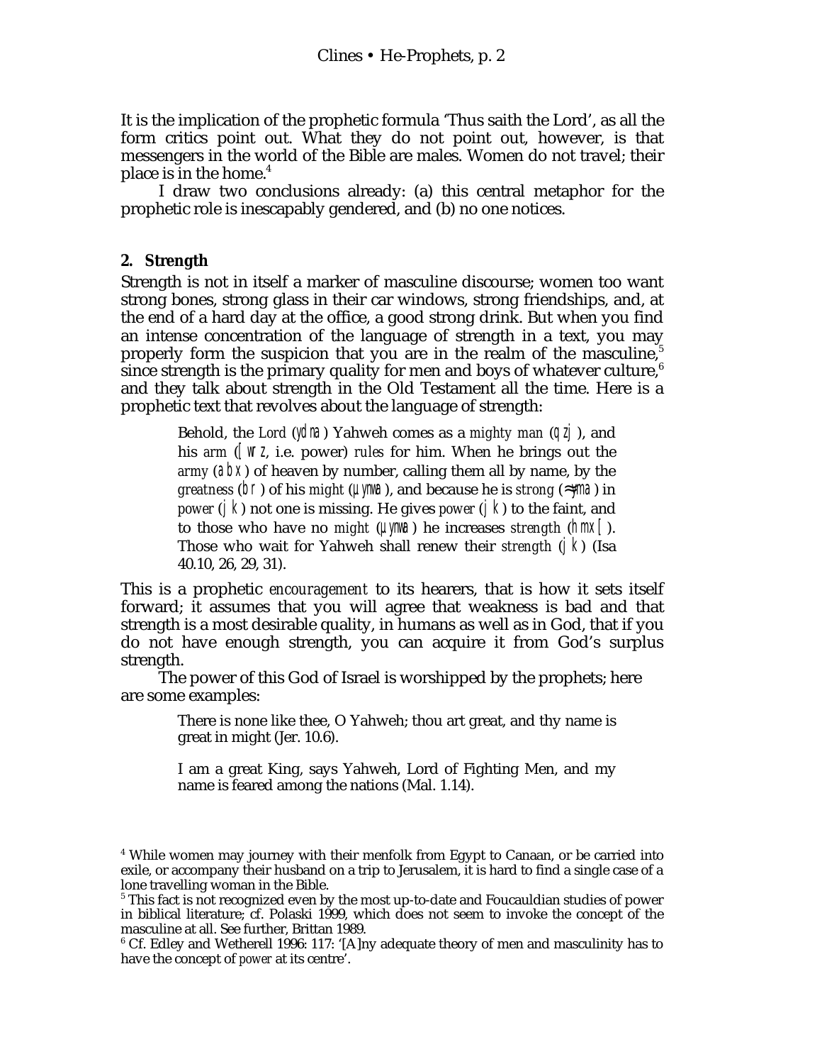It is the implication of the prophetic formula ‘Thus saith the Lord’, as all the form critics point out. What they do not point out, however, is that messengers in the world of the Bible are males. Women do not travel; their place is in the home.[4]

I draw two conclusions already: (a) this central metaphor for the prophetic role is inescapably gendered, and (b) no one notices.

## 2. Strength

Strength is not in itself a marker of masculine discourse; women too want strong bones, strong glass in their car windows, strong friendships, and, at the end of a hard day at the office, a good strong drink. But when you find an intense concentration of the language of strength in a text, you may properly form the suspicion that you are in the realm of the masculine,[5] since strength is the primary quality for men and boys of whatever culture,[6] and they talk about strength in the Old Testament all the time. Here is a prophetic text that revolves about the language of strength:

> Behold, the *Lord* (ydna) Yahweh comes as a *mighty man* (qzj), and his *arm* ([wrz, i.e. power) *rules* for him. When he brings out the *army* (abx) of heaven by number, calling them all by name, by the *greatness* (br) of his *might* (µynwa), and because he is *strong* (≈yma) in *power* (jk) not one is missing. He gives *power* (jk) to the faint, and to those who have no *might* (µynwa) he increases *strength* (hmx[). Those who wait for Yahweh shall renew their *strength* (jk) (Isa 40.10, 26, 29, 31).

This is a prophetic *encouragement* to its hearers, that is how it sets itself forward; it assumes that you will agree that weakness is bad and that strength is a most desirable quality, in humans as well as in God, that if you do not have enough strength, you can acquire it from God’s surplus strength.

The power of this God of Israel is worshipped by the prophets; here are some examples:

> There is none like thee, O Yahweh; thou art great, and thy name is great in might (Jer. 10.6).

> I am a great King, says Yahweh, Lord of Fighting Men, and my name is feared among the nations (Mal. 1.14).

---

[4] While women may journey with their menfolk from Egypt to Canaan, or be carried into exile, or accompany their husband on a trip to Jerusalem, it is hard to find a single case of a lone travelling woman in the Bible.

[5] This fact is not recognized even by the most up-to-date and Foucauldian studies of power in biblical literature; cf. Polaski 1999, which does not seem to invoke the concept of the masculine at all. See further, Brittan 1989.

[6] Cf. Edley and Wetherell 1996: 117: ‘[A]ny adequate theory of men and masculinity has to have the concept of *power* at its centre’.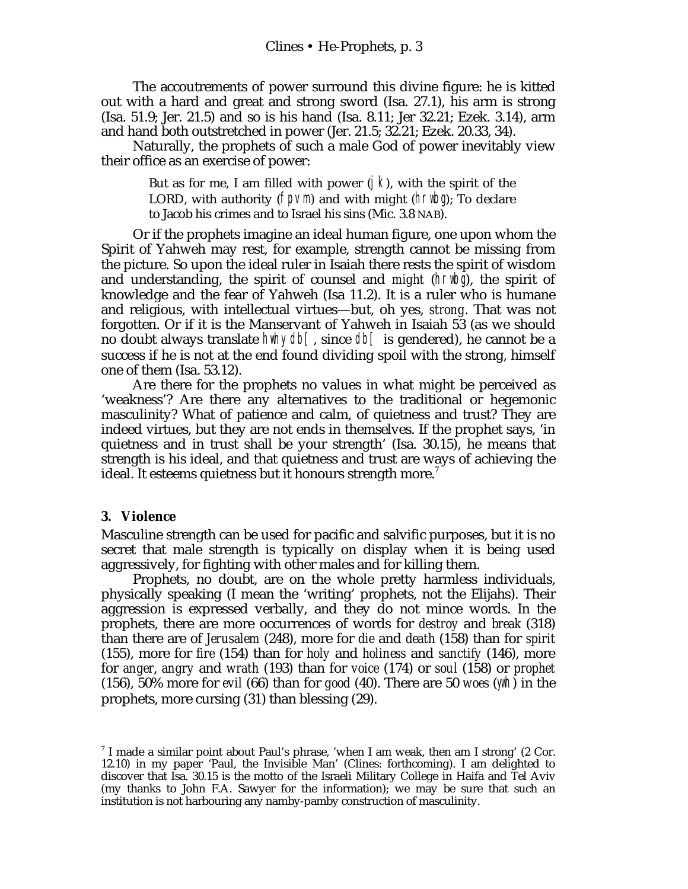The accoutrements of power surround this divine figure: he is kitted out with a hard and great and strong sword (Isa. 27.1), his arm is strong (Isa. 51.9; Jer. 21.5) and so is his hand (Isa. 8.11; Jer 32.21; Ezek. 3.14), arm and hand both outstretched in power (Jer. 21.5; 32.21; Ezek. 20.33, 34).

Naturally, the prophets of such a male God of power inevitably view their office as an exercise of power:

> But as for me, I am filled with power (jk), with the spirit of the LORD, with authority (fpvm) and with might (hrwbg); To declare to Jacob his crimes and to Israel his sins (Mic. 3.8 NAB).

Or if the prophets imagine an ideal human figure, one upon whom the Spirit of Yahweh may rest, for example, strength cannot be missing from the picture. So upon the ideal ruler in Isaiah there rests the spirit of wisdom and understanding, the spirit of counsel and *might* (hrwbg), the spirit of knowledge and the fear of Yahweh (Isa 11.2). It is a ruler who is humane and religious, with intellectual virtues—but, oh yes, *strong*. That was not forgotten. Or if it is the Manservant of Yahweh in Isaiah 53 (as we should no doubt always translate hwhy db[, since db[ is gendered), he cannot be a success if he is not at the end found dividing spoil with the strong, himself one of them (Isa. 53.12).

Are there for the prophets no values in what might be perceived as 'weakness'? Are there any alternatives to the traditional or hegemonic masculinity? What of patience and calm, of quietness and trust? They are indeed virtues, but they are not ends in themselves. If the prophet says, 'in quietness and in trust shall be your strength' (Isa. 30.15), he means that strength is his ideal, and that quietness and trust are ways of achieving the ideal. It esteems quietness but it honours strength more.[7]

### 3. Violence

Masculine strength can be used for pacific and salvific purposes, but it is no secret that male strength is typically on display when it is being used aggressively, for fighting with other males and for killing them.

Prophets, no doubt, are on the whole pretty harmless individuals, physically speaking (I mean the 'writing' prophets, not the Elijahs). Their aggression is expressed verbally, and they do not mince words. In the prophets, there are more occurrences of words for *destroy* and *break* (318) than there are of *Jerusalem* (248), more for *die* and *death* (158) than for *spirit* (155), more for *fire* (154) than for *holy* and *holiness* and *sanctify* (146), more for *anger*, *angry* and *wrath* (193) than for *voice* (174) or *soul* (158) or *prophet* (156), 50% more for *evil* (66) than for *good* (40). There are 50 *woes* (ywh) in the prophets, more cursing (31) than blessing (29).

[7] I made a similar point about Paul's phrase, 'when I am weak, then am I strong' (2 Cor. 12.10) in my paper 'Paul, the Invisible Man' (Clines: forthcoming). I am delighted to discover that Isa. 30.15 is the motto of the Israeli Military College in Haifa and Tel Aviv (my thanks to John F.A. Sawyer for the information); we may be sure that such an institution is not harbouring any namby-pamby construction of masculinity.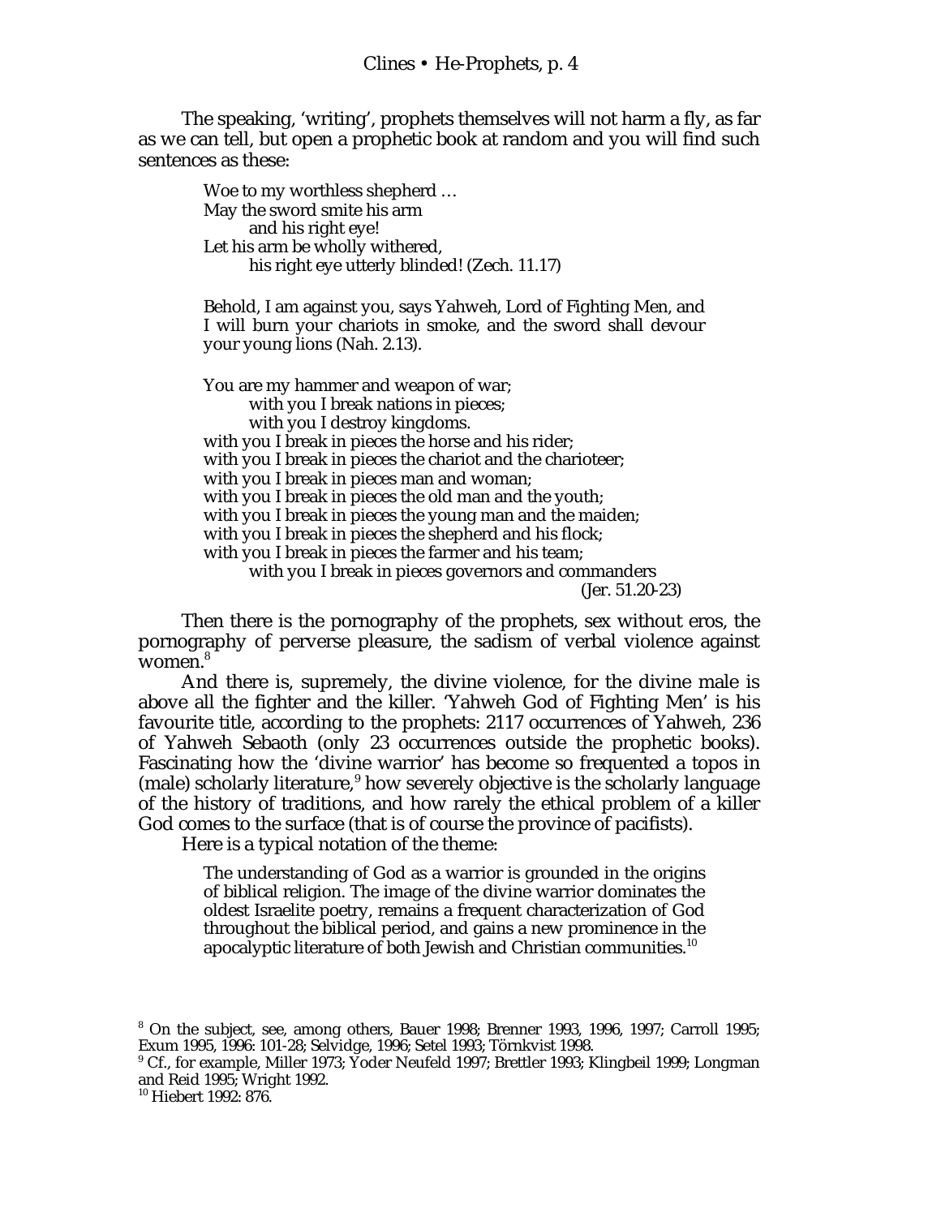The speaking, 'writing', prophets themselves will not harm a fly, as far as we can tell, but open a prophetic book at random and you will find such sentences as these:

> Woe to my worthless shepherd …
> May the sword smite his arm
> and his right eye!
> Let his arm be wholly withered,
> his right eye utterly blinded! (Zech. 11.17)

> Behold, I am against you, says Yahweh, Lord of Fighting Men, and I will burn your chariots in smoke, and the sword shall devour your young lions (Nah. 2.13).

> You are my hammer and weapon of war;
> with you I break nations in pieces;
> with you I destroy kingdoms.
> with you I break in pieces the horse and his rider;
> with you I break in pieces the chariot and the charioteer;
> with you I break in pieces man and woman;
> with you I break in pieces the old man and the youth;
> with you I break in pieces the young man and the maiden;
> with you I break in pieces the shepherd and his flock;
> with you I break in pieces the farmer and his team;
> with you I break in pieces governors and commanders
> (Jer. 51.20-23)

Then there is the pornography of the prophets, sex without eros, the pornography of perverse pleasure, the sadism of verbal violence against women.[8]

And there is, supremely, the divine violence, for the divine male is above all the fighter and the killer. 'Yahweh God of Fighting Men' is his favourite title, according to the prophets: 2117 occurrences of Yahweh, 236 of Yahweh Sebaoth (only 23 occurrences outside the prophetic books). Fascinating how the 'divine warrior' has become so frequented a topos in (male) scholarly literature,[9] how severely objective is the scholarly language of the history of traditions, and how rarely the ethical problem of a killer God comes to the surface (that is of course the province of pacifists).

Here is a typical notation of the theme:

> The understanding of God as a warrior is grounded in the origins of biblical religion. The image of the divine warrior dominates the oldest Israelite poetry, remains a frequent characterization of God throughout the biblical period, and gains a new prominence in the apocalyptic literature of both Jewish and Christian communities.[10]

---

[8] On the subject, see, among others, Bauer 1998; Brenner 1993, 1996, 1997; Carroll 1995; Exum 1995, 1996: 101-28; Selvidge, 1996; Setel 1993; Törnkvist 1998.

[9] Cf., for example, Miller 1973; Yoder Neufeld 1997; Brettler 1993; Klingbeil 1999; Longman and Reid 1995; Wright 1992.

[10] Hiebert 1992: 876.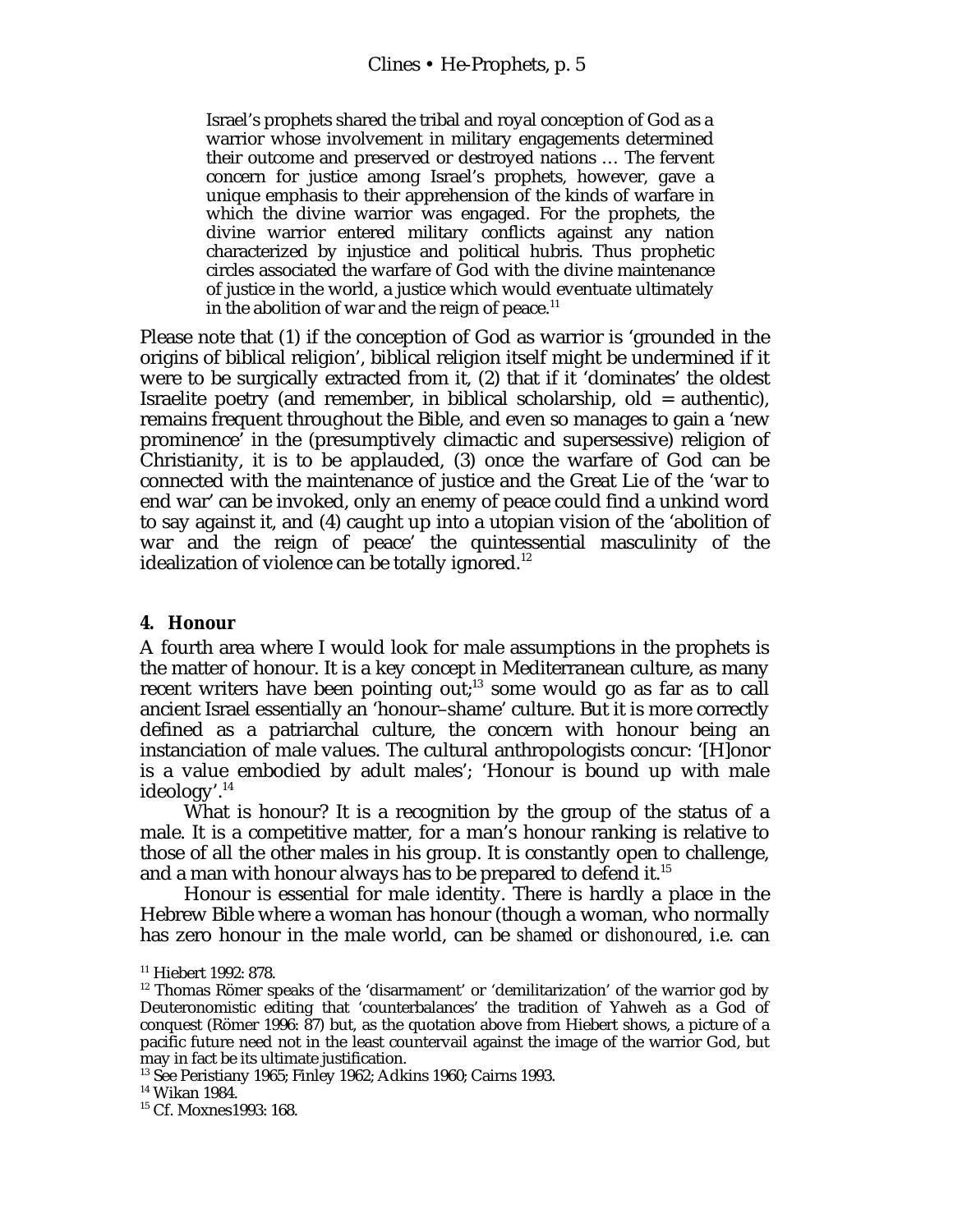> Israel's prophets shared the tribal and royal conception of God as a warrior whose involvement in military engagements determined their outcome and preserved or destroyed nations … The fervent concern for justice among Israel's prophets, however, gave a unique emphasis to their apprehension of the kinds of warfare in which the divine warrior was engaged. For the prophets, the divine warrior entered military conflicts against any nation characterized by injustice and political hubris. Thus prophetic circles associated the warfare of God with the divine maintenance of justice in the world, a justice which would eventuate ultimately in the abolition of war and the reign of peace.[11]

Please note that (1) if the conception of God as warrior is 'grounded in the origins of biblical religion', biblical religion itself might be undermined if it were to be surgically extracted from it, (2) that if it 'dominates' the oldest Israelite poetry (and remember, in biblical scholarship, old = authentic), remains frequent throughout the Bible, and even so manages to gain a 'new prominence' in the (presumptively climactic and supersessive) religion of Christianity, it is to be applauded, (3) once the warfare of God can be connected with the maintenance of justice and the Great Lie of the 'war to end war' can be invoked, only an enemy of peace could find a unkind word to say against it, and (4) caught up into a utopian vision of the 'abolition of war and the reign of peace' the quintessential masculinity of the idealization of violence can be totally ignored.[12]

## 4. Honour

A fourth area where I would look for male assumptions in the prophets is the matter of honour. It is a key concept in Mediterranean culture, as many recent writers have been pointing out;[13] some would go as far as to call ancient Israel essentially an 'honour–shame' culture. But it is more correctly defined as a patriarchal culture, the concern with honour being an instanciation of male values. The cultural anthropologists concur: '[H]onor is a value embodied by adult males'; 'Honour is bound up with male ideology'.[14]

What is honour? It is a recognition by the group of the status of a male. It is a competitive matter, for a man's honour ranking is relative to those of all the other males in his group. It is constantly open to challenge, and a man with honour always has to be prepared to defend it.[15]

Honour is essential for male identity. There is hardly a place in the Hebrew Bible where a woman has honour (though a woman, who normally has zero honour in the male world, can be *shamed* or *dishonoured*, i.e. can

---

[11] Hiebert 1992: 878.

[12] Thomas Römer speaks of the 'disarmament' or 'demilitarization' of the warrior god by Deuteronomistic editing that 'counterbalances' the tradition of Yahweh as a God of conquest (Römer 1996: 87) but, as the quotation above from Hiebert shows, a picture of a pacific future need not in the least countervail against the image of the warrior God, but may in fact be its ultimate justification.

[13] See Peristiany 1965; Finley 1962; Adkins 1960; Cairns 1993.

[14] Wikan 1984.

[15] Cf. Moxnes1993: 168.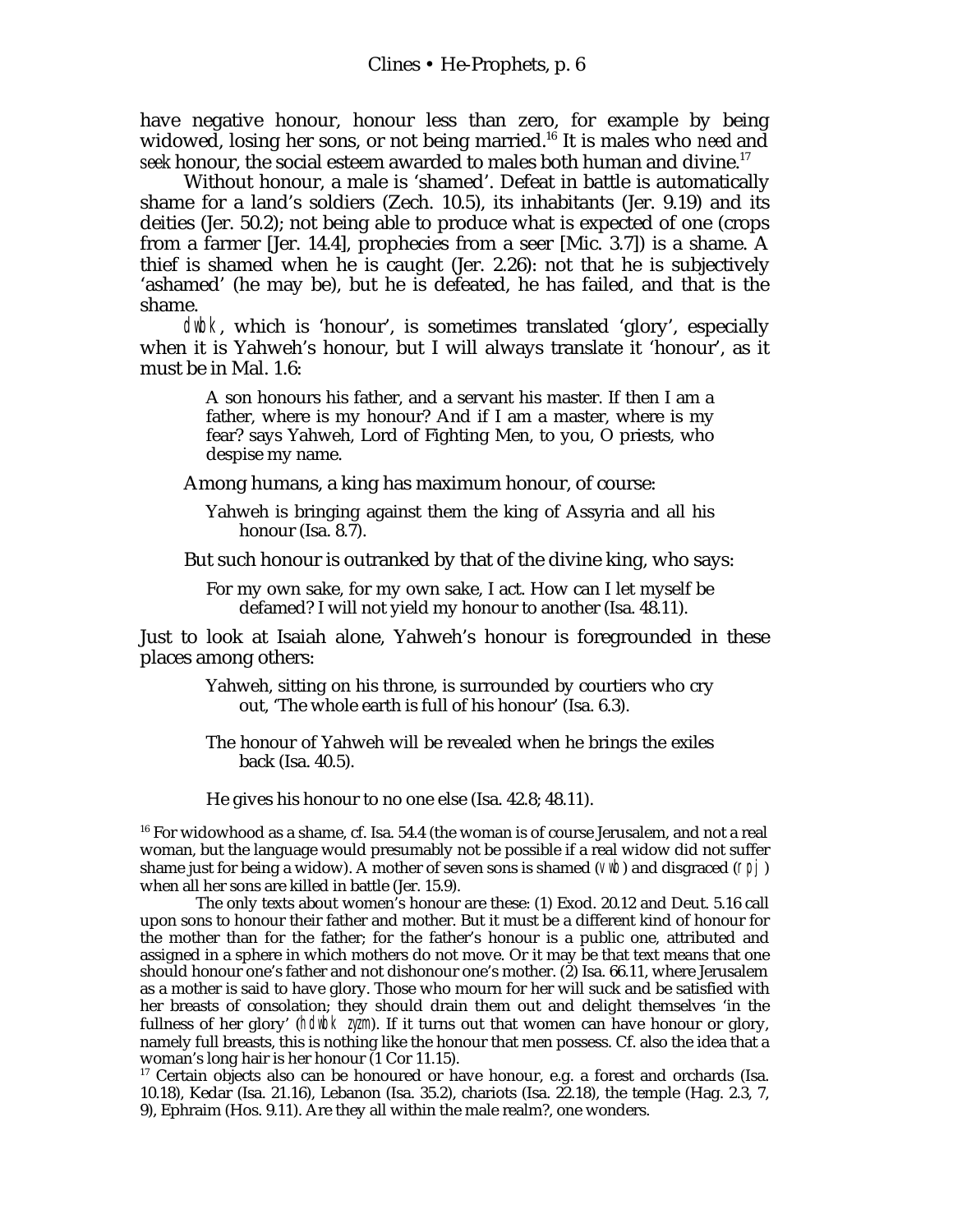have negative honour, honour less than zero, for example by being widowed, losing her sons, or not being married.[16] It is males who *need* and *seek* honour, the social esteem awarded to males both human and divine.[17]

Without honour, a male is 'shamed'. Defeat in battle is automatically shame for a land's soldiers (Zech. 10.5), its inhabitants (Jer. 9.19) and its deities (Jer. 50.2); not being able to produce what is expected of one (crops from a farmer [Jer. 14.4], prophecies from a seer [Mic. 3.7]) is a shame. A thief is shamed when he is caught (Jer. 2.26): not that he is subjectively 'ashamed' (he may be), but he is defeated, he has failed, and that is the shame.

*dwbk*, which is 'honour', is sometimes translated 'glory', especially when it is Yahweh's honour, but I will always translate it 'honour', as it must be in Mal. 1.6:

> A son honours his father, and a servant his master. If then I am a father, where is my honour? And if I am a master, where is my fear? says Yahweh, Lord of Fighting Men, to you, O priests, who despise my name.

Among humans, a king has maximum honour, of course:

> Yahweh is bringing against them the king of Assyria and all his honour (Isa. 8.7).

But such honour is outranked by that of the divine king, who says:

> For my own sake, for my own sake, I act. How can I let myself be defamed? I will not yield my honour to another (Isa. 48.11).

Just to look at Isaiah alone, Yahweh's honour is foregrounded in these places among others:

> Yahweh, sitting on his throne, is surrounded by courtiers who cry out, 'The whole earth is full of his honour' (Isa. 6.3).
>
> The honour of Yahweh will be revealed when he brings the exiles back (Isa. 40.5).
>
> He gives his honour to no one else (Isa. 42.8; 48.11).

[16] For widowhood as a shame, cf. Isa. 54.4 (the woman is of course Jerusalem, and not a real woman, but the language would presumably not be possible if a real widow did not suffer shame just for being a widow). A mother of seven sons is shamed (*vwb*) and disgraced (*rpj*) when all her sons are killed in battle (Jer. 15.9).

The only texts about women's honour are these: (1) Exod. 20.12 and Deut. 5.16 call upon sons to honour their father and mother. But it must be a different kind of honour for the mother than for the father; for the father's honour is a public one, attributed and assigned in a sphere in which mothers do not move. Or it may be that text means that one should honour one's father and not dishonour one's mother. (2) Isa. 66.11, where Jerusalem as a mother is said to have glory. Those who mourn for her will suck and be satisfied with her breasts of consolation; they should drain them out and delight themselves 'in the fullness of her glory' (*hdwbk zyzm*). If it turns out that women can have honour or glory, namely full breasts, this is nothing like the honour that men possess. Cf. also the idea that a woman's long hair is her honour (1 Cor 11.15).

[17] Certain objects also can be honoured or have honour, e.g. a forest and orchards (Isa. 10.18), Kedar (Isa. 21.16), Lebanon (Isa. 35.2), chariots (Isa. 22.18), the temple (Hag. 2.3, 7, 9), Ephraim (Hos. 9.11). Are they all within the male realm?, one wonders.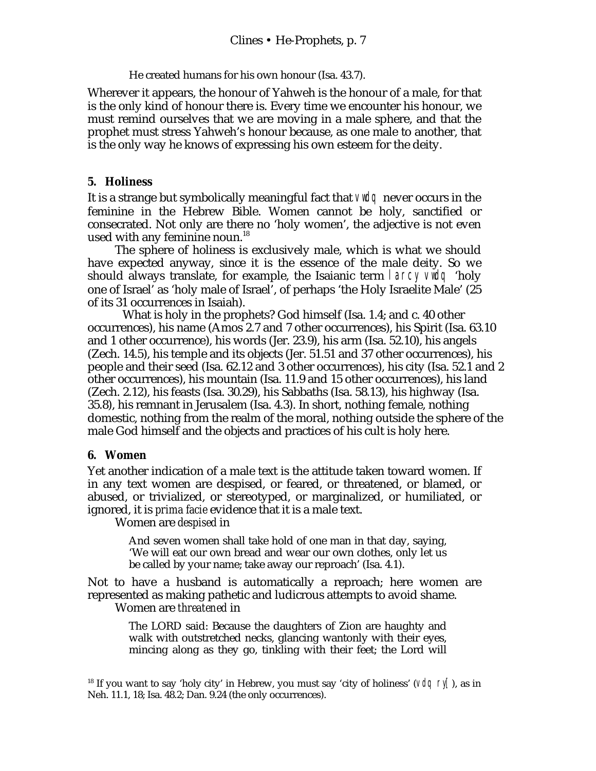He created humans for his own honour (Isa. 43.7).

Wherever it appears, the honour of Yahweh is the honour of a male, for that is the only kind of honour there is. Every time we encounter his honour, we must remind ourselves that we are moving in a male sphere, and that the prophet must stress Yahweh's honour because, as one male to another, that is the only way he knows of expressing his own esteem for the deity.

### 5. Holiness

It is a strange but symbolically meaningful fact that vwdq never occurs in the feminine in the Hebrew Bible. Women cannot be holy, sanctified or consecrated. Not only are there no 'holy women', the adjective is not even used with any feminine noun.[18]

The sphere of holiness is exclusively male, which is what we should have expected anyway, since it is the essence of the male deity. So we should always translate, for example, the Isaianic term larcy vwdq 'holy one of Israel' as 'holy male of Israel', of perhaps 'the Holy Israelite Male' (25 of its 31 occurrences in Isaiah).

What is holy in the prophets? God himself (Isa. 1.4; and c. 40 other occurrences), his name (Amos 2.7 and 7 other occurrences), his Spirit (Isa. 63.10 and 1 other occurrence), his words (Jer. 23.9), his arm (Isa. 52.10), his angels (Zech. 14.5), his temple and its objects (Jer. 51.51 and 37 other occurrences), his people and their seed (Isa. 62.12 and 3 other occurrences), his city (Isa. 52.1 and 2 other occurrences), his mountain (Isa. 11.9 and 15 other occurrences), his land (Zech. 2.12), his feasts (Isa. 30.29), his Sabbaths (Isa. 58.13), his highway (Isa. 35.8), his remnant in Jerusalem (Isa. 4.3). In short, nothing female, nothing domestic, nothing from the realm of the moral, nothing outside the sphere of the male God himself and the objects and practices of his cult is holy here.

### 6. Women

Yet another indication of a male text is the attitude taken toward women. If in any text women are despised, or feared, or threatened, or blamed, or abused, or trivialized, or stereotyped, or marginalized, or humiliated, or ignored, it is *prima facie* evidence that it is a male text.

Women are *despised* in

> And seven women shall take hold of one man in that day, saying, 'We will eat our own bread and wear our own clothes, only let us be called by your name; take away our reproach' (Isa. 4.1).

Not to have a husband is automatically a reproach; here women are represented as making pathetic and ludicrous attempts to avoid shame.

Women are *threatened* in

> The LORD said: Because the daughters of Zion are haughty and walk with outstretched necks, glancing wantonly with their eyes, mincing along as they go, tinkling with their feet; the Lord will

[18] If you want to say 'holy city' in Hebrew, you must say 'city of holiness' (vdq ry[), as in Neh. 11.1, 18; Isa. 48.2; Dan. 9.24 (the only occurrences).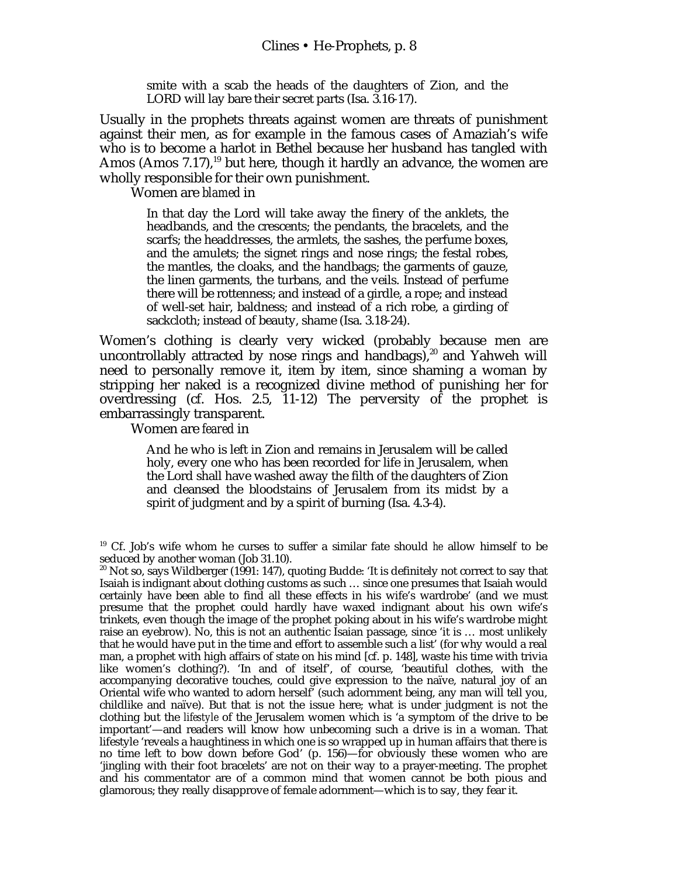> smite with a scab the heads of the daughters of Zion, and the LORD will lay bare their secret parts (Isa. 3.16-17).

Usually in the prophets threats against women are threats of punishment against their men, as for example in the famous cases of Amaziah's wife who is to become a harlot in Bethel because her husband has tangled with Amos (Amos 7.17),[19] but here, though it hardly an advance, the women are wholly responsible for their own punishment.

Women are *blamed* in

> In that day the Lord will take away the finery of the anklets, the headbands, and the crescents; the pendants, the bracelets, and the scarfs; the headdresses, the armlets, the sashes, the perfume boxes, and the amulets; the signet rings and nose rings; the festal robes, the mantles, the cloaks, and the handbags; the garments of gauze, the linen garments, the turbans, and the veils. Instead of perfume there will be rottenness; and instead of a girdle, a rope; and instead of well-set hair, baldness; and instead of a rich robe, a girding of sackcloth; instead of beauty, shame (Isa. 3.18-24).

Women's clothing is clearly very wicked (probably because men are uncontrollably attracted by nose rings and handbags),[20] and Yahweh will need to personally remove it, item by item, since shaming a woman by stripping her naked is a recognized divine method of punishing her for overdressing (cf. Hos. 2.5, 11-12) The perversity of the prophet is embarrassingly transparent.

Women are *feared* in

> And he who is left in Zion and remains in Jerusalem will be called holy, every one who has been recorded for life in Jerusalem, when the Lord shall have washed away the filth of the daughters of Zion and cleansed the bloodstains of Jerusalem from its midst by a spirit of judgment and by a spirit of burning (Isa. 4.3-4).

[19] Cf. Job's wife whom he curses to suffer a similar fate should *he* allow himself to be seduced by another woman (Job 31.10).

[20] Not so, says Wildberger (1991: 147), quoting Budde: 'It is definitely not correct to say that Isaiah is indignant about clothing customs as such … since one presumes that Isaiah would certainly have been able to find all these effects in his wife's wardrobe' (and we must presume that the prophet could hardly have waxed indignant about his own wife's trinkets, even though the image of the prophet poking about in his wife's wardrobe might raise an eyebrow). No, this is not an authentic Isaian passage, since 'it is … most unlikely that he would have put in the time and effort to assemble such a list' (for why would a real man, a prophet with high affairs of state on his mind [cf. p. 148], waste his time with trivia like women's clothing?). 'In and of itself', of course, 'beautiful clothes, with the accompanying decorative touches, could give expression to the naïve, natural joy of an Oriental wife who wanted to adorn herself' (such adornment being, any man will tell you, childlike and naïve). But that is not the issue here; what is under judgment is not the clothing but the *lifestyle* of the Jerusalem women which is 'a symptom of the drive to be important'—and readers will know how unbecoming such a drive is in a woman. That lifestyle 'reveals a haughtiness in which one is so wrapped up in human affairs that there is no time left to bow down before God' (p. 156)—for obviously these women who are 'jingling with their foot bracelets' are not on their way to a prayer-meeting. The prophet and his commentator are of a common mind that women cannot be both pious and glamorous; they really disapprove of female adornment—which is to say, they fear it.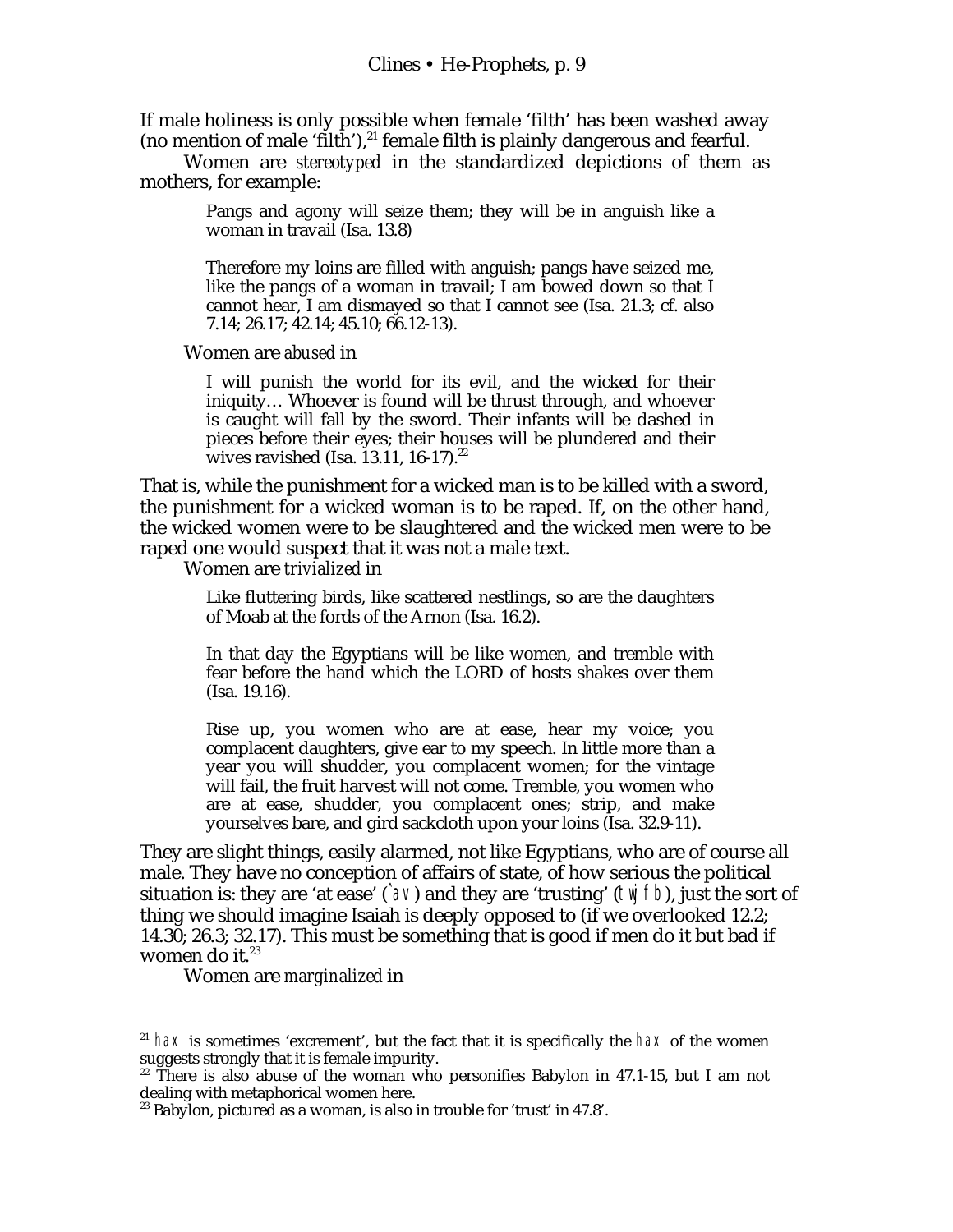If male holiness is only possible when female 'filth' has been washed away (no mention of male 'filth'),[21] female filth is plainly dangerous and fearful.

Women are *stereotyped* in the standardized depictions of them as mothers, for example:

> Pangs and agony will seize them; they will be in anguish like a woman in travail (Isa. 13.8)
>
> Therefore my loins are filled with anguish; pangs have seized me, like the pangs of a woman in travail; I am bowed down so that I cannot hear, I am dismayed so that I cannot see (Isa. 21.3; cf. also 7.14; 26.17; 42.14; 45.10; 66.12-13).

Women are *abused* in

> I will punish the world for its evil, and the wicked for their iniquity… Whoever is found will be thrust through, and whoever is caught will fall by the sword. Their infants will be dashed in pieces before their eyes; their houses will be plundered and their wives ravished (Isa. 13.11, 16-17).[22]

That is, while the punishment for a wicked man is to be killed with a sword, the punishment for a wicked woman is to be raped. If, on the other hand, the wicked women were to be slaughtered and the wicked men were to be raped one would suspect that it was not a male text.

Women are *trivialized* in

> Like fluttering birds, like scattered nestlings, so are the daughters of Moab at the fords of the Arnon (Isa. 16.2).
>
> In that day the Egyptians will be like women, and tremble with fear before the hand which the LORD of hosts shakes over them (Isa. 19.16).
>
> Rise up, you women who are at ease, hear my voice; you complacent daughters, give ear to my speech. In little more than a year you will shudder, you complacent women; for the vintage will fail, the fruit harvest will not come. Tremble, you women who are at ease, shudder, you complacent ones; strip, and make yourselves bare, and gird sackcloth upon your loins (Isa. 32.9-11).

They are slight things, easily alarmed, not like Egyptians, who are of course all male. They have no conception of affairs of state, of how serious the political situation is: they are 'at ease' (*'av*) and they are 'trusting' (*twjfb*), just the sort of thing we should imagine Isaiah is deeply opposed to (if we overlooked 12.2; 14.30; 26.3; 32.17). This must be something that is good if men do it but bad if women do it.[23]

Women are *marginalized* in

---

[21] *hax* is sometimes 'excrement', but the fact that it is specifically the *hax* of the women suggests strongly that it is female impurity.

[22] There is also abuse of the woman who personifies Babylon in 47.1-15, but I am not dealing with metaphorical women here.

[23] Babylon, pictured as a woman, is also in trouble for 'trust' in 47.8'.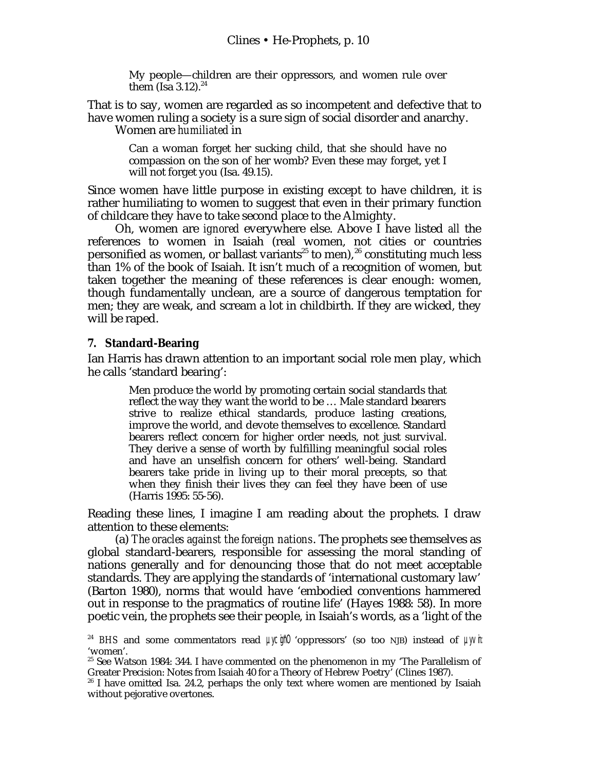> My people—children are their oppressors, and women rule over them (Isa 3.12).[24]

That is to say, women are regarded as so incompetent and defective that to have women ruling a society is a sure sign of social disorder and anarchy.

Women are *humiliated* in

> Can a woman forget her sucking child, that she should have no compassion on the son of her womb? Even these may forget, yet I will not forget you (Isa. 49.15).

Since women have little purpose in existing except to have children, it is rather humiliating to women to suggest that even in their primary function of childcare they have to take second place to the Almighty.

Oh, women are *ignored* everywhere else. Above I have listed *all* the references to women in Isaiah (real women, not cities or countries personified as women, or ballast variants[25] to men),[26] constituting much less than 1% of the book of Isaiah. It isn't much of a recognition of women, but taken together the meaning of these references is clear enough: women, though fundamentally unclean, are a source of dangerous temptation for men; they are weak, and scream a lot in childbirth. If they are wicked, they will be raped.

### 7. Standard-Bearing

Ian Harris has drawn attention to an important social role men play, which he calls 'standard bearing':

> Men produce the world by promoting certain social standards that reflect the way they want the world to be … Male standard bearers strive to realize ethical standards, produce lasting creations, improve the world, and devote themselves to excellence. Standard bearers reflect concern for higher order needs, not just survival. They derive a sense of worth by fulfilling meaningful social roles and have an unselfish concern for others' well-being. Standard bearers take pride in living up to their moral precepts, so that when they finish their lives they can feel they have been of use (Harris 1995: 55-56).

Reading these lines, I imagine I am reading about the prophets. I draw attention to these elements:

(a) *The oracles against the foreign nations*. The prophets see themselves as global standard-bearers, responsible for assessing the moral standing of nations generally and for denouncing those that do not meet acceptable standards. They are applying the standards of 'international customary law' (Barton 1980), norms that would have 'embodied conventions hammered out in response to the pragmatics of routine life' (Hayes 1988: 58). In more poetic vein, the prophets see their people, in Isaiah's words, as a 'light of the

---

[24] *BHS* and some commentators read נֹשִׁים 'oppressors' (so too NJB) instead of נָשִׁים 'women'.

[25] See Watson 1984: 344. I have commented on the phenomenon in my 'The Parallelism of Greater Precision: Notes from Isaiah 40 for a Theory of Hebrew Poetry' (Clines 1987).

[26] I have omitted Isa. 24.2, perhaps the only text where women are mentioned by Isaiah without pejorative overtones.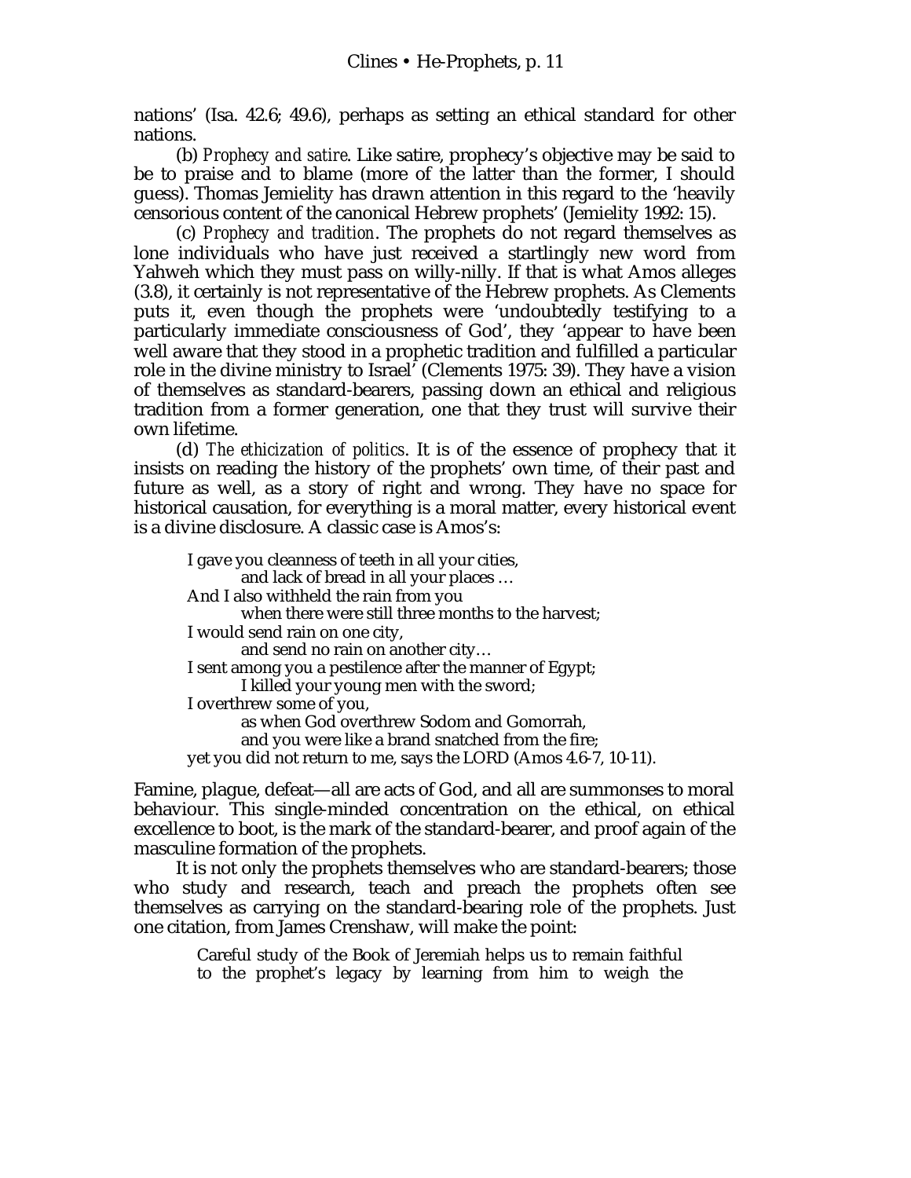nations' (Isa. 42.6; 49.6), perhaps as setting an ethical standard for other nations.

(b) *Prophecy and satire*. Like satire, prophecy's objective may be said to be to praise and to blame (more of the latter than the former, I should guess). Thomas Jemielity has drawn attention in this regard to the 'heavily censorious content of the canonical Hebrew prophets' (Jemielity 1992: 15).

(c) *Prophecy and tradition*. The prophets do not regard themselves as lone individuals who have just received a startlingly new word from Yahweh which they must pass on willy-nilly. If that is what Amos alleges (3.8), it certainly is not representative of the Hebrew prophets. As Clements puts it, even though the prophets were 'undoubtedly testifying to a particularly immediate consciousness of God', they 'appear to have been well aware that they stood in a prophetic tradition and fulfilled a particular role in the divine ministry to Israel' (Clements 1975: 39). They have a vision of themselves as standard-bearers, passing down an ethical and religious tradition from a former generation, one that they trust will survive their own lifetime.

(d) *The ethicization of politics*. It is of the essence of prophecy that it insists on reading the history of the prophets' own time, of their past and future as well, as a story of right and wrong. They have no space for historical causation, for everything is a moral matter, every historical event is a divine disclosure. A classic case is Amos's:

> I gave you cleanness of teeth in all your cities,
> &nbsp;&nbsp;&nbsp;&nbsp;&nbsp;&nbsp;&nbsp;&nbsp;and lack of bread in all your places …
> And I also withheld the rain from you
> &nbsp;&nbsp;&nbsp;&nbsp;&nbsp;&nbsp;&nbsp;&nbsp;when there were still three months to the harvest;
> I would send rain on one city,
> &nbsp;&nbsp;&nbsp;&nbsp;&nbsp;&nbsp;&nbsp;&nbsp;and send no rain on another city…
> I sent among you a pestilence after the manner of Egypt;
> &nbsp;&nbsp;&nbsp;&nbsp;&nbsp;&nbsp;&nbsp;&nbsp;I killed your young men with the sword;
> I overthrew some of you,
> &nbsp;&nbsp;&nbsp;&nbsp;&nbsp;&nbsp;&nbsp;&nbsp;as when God overthrew Sodom and Gomorrah,
> &nbsp;&nbsp;&nbsp;&nbsp;&nbsp;&nbsp;&nbsp;&nbsp;and you were like a brand snatched from the fire;
> yet you did not return to me, says the LORD (Amos 4.6-7, 10-11).

Famine, plague, defeat—all are acts of God, and all are summonses to moral behaviour. This single-minded concentration on the ethical, on ethical excellence to boot, is the mark of the standard-bearer, and proof again of the masculine formation of the prophets.

It is not only the prophets themselves who are standard-bearers; those who study and research, teach and preach the prophets often see themselves as carrying on the standard-bearing role of the prophets. Just one citation, from James Crenshaw, will make the point:

> Careful study of the Book of Jeremiah helps us to remain faithful to the prophet's legacy by learning from him to weigh the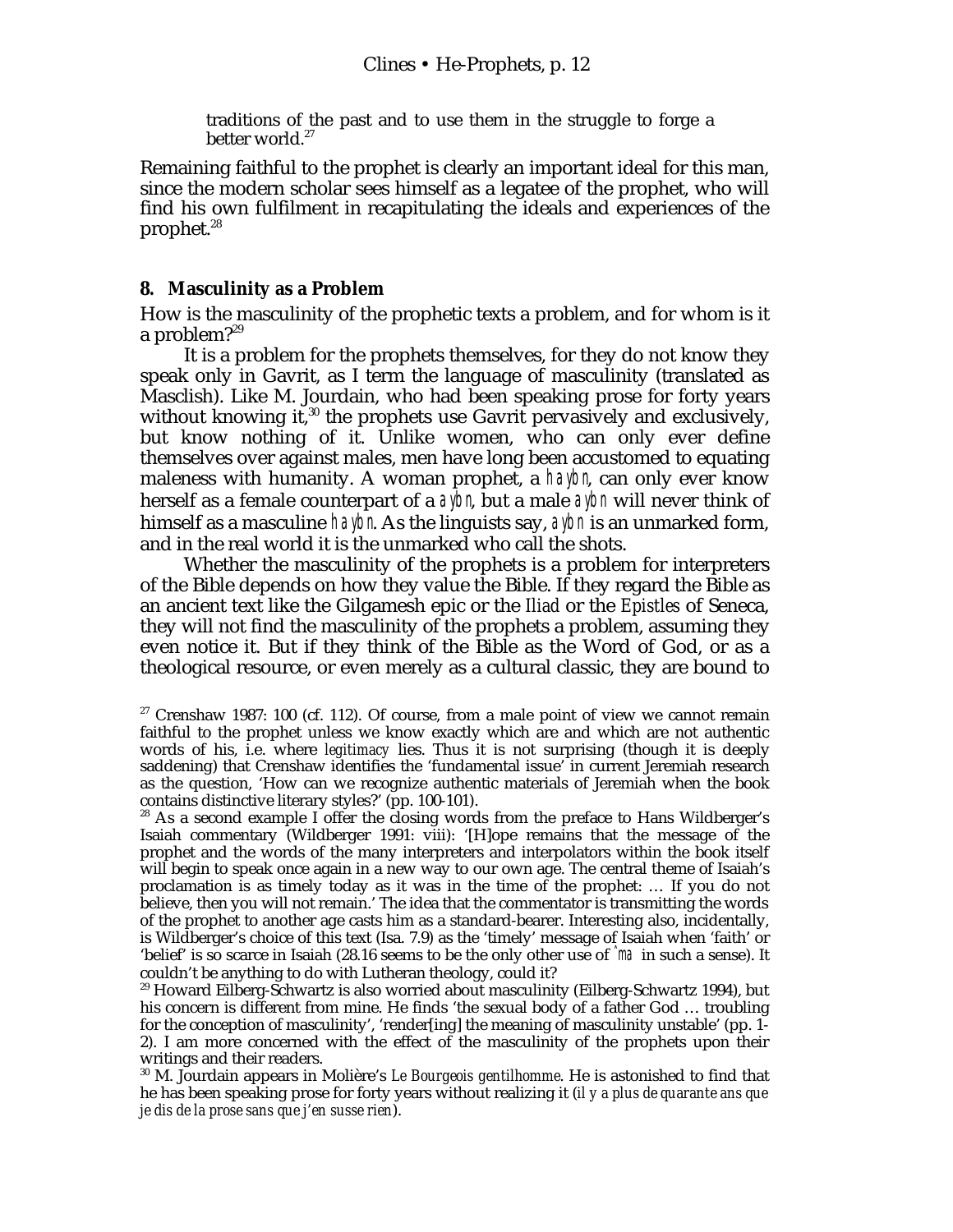> traditions of the past and to use them in the struggle to forge a better world.[27]

Remaining faithful to the prophet is clearly an important ideal for this man, since the modern scholar sees himself as a legatee of the prophet, who will find his own fulfilment in recapitulating the ideals and experiences of the prophet.[28]

## 8. Masculinity as a Problem

How is the masculinity of the prophetic texts a problem, and for whom is it a problem?[29]

It is a problem for the prophets themselves, for they do not know they speak only in Gavrit, as I term the language of masculinity (translated as Masclish). Like M. Jourdain, who had been speaking prose for forty years without knowing it,[30] the prophets use Gavrit pervasively and exclusively, but know nothing of it. Unlike women, who can only ever define themselves over against males, men have long been accustomed to equating maleness with humanity. A woman prophet, a *haybn*, can only ever know herself as a female counterpart of a *aybn*, but a male *aybn* will never think of himself as a masculine *haybn*. As the linguists say, *aybn* is an unmarked form, and in the real world it is the unmarked who call the shots.

Whether the masculinity of the prophets is a problem for interpreters of the Bible depends on how they value the Bible. If they regard the Bible as an ancient text like the Gilgamesh epic or the *Iliad* or the *Epistles* of Seneca, they will not find the masculinity of the prophets a problem, assuming they even notice it. But if they think of the Bible as the Word of God, or as a theological resource, or even merely as a cultural classic, they are bound to

---

[27] Crenshaw 1987: 100 (cf. 112). Of course, from a male point of view we cannot remain faithful to the prophet unless we know exactly which are and which are not authentic words of his, i.e. where *legitimacy* lies. Thus it is not surprising (though it is deeply saddening) that Crenshaw identifies the 'fundamental issue' in current Jeremiah research as the question, 'How can we recognize authentic materials of Jeremiah when the book contains distinctive literary styles?' (pp. 100-101).

[28] As a second example I offer the closing words from the preface to Hans Wildberger's Isaiah commentary (Wildberger 1991: viii): '[H]ope remains that the message of the prophet and the words of the many interpreters and interpolators within the book itself will begin to speak once again in a new way to our own age. The central theme of Isaiah's proclamation is as timely today as it was in the time of the prophet: … If you do not believe, then you will not remain.' The idea that the commentator is transmitting the words of the prophet to another age casts him as a standard-bearer. Interesting also, incidentally, is Wildberger's choice of this text (Isa. 7.9) as the 'timely' message of Isaiah when 'faith' or 'belief' is so scarce in Isaiah (28.16 seems to be the only other use of *ˀma* in such a sense). It couldn't be anything to do with Lutheran theology, could it?

[29] Howard Eilberg-Schwartz is also worried about masculinity (Eilberg-Schwartz 1994), but his concern is different from mine. He finds 'the sexual body of a father God … troubling for the conception of masculinity', 'render[ing] the meaning of masculinity unstable' (pp. 1-2). I am more concerned with the effect of the masculinity of the prophets upon their writings and their readers.

[30] M. Jourdain appears in Molière's *Le Bourgeois gentilhomme*. He is astonished to find that he has been speaking prose for forty years without realizing it (*il y a plus de quarante ans que je dis de la prose sans que j'en susse rien*).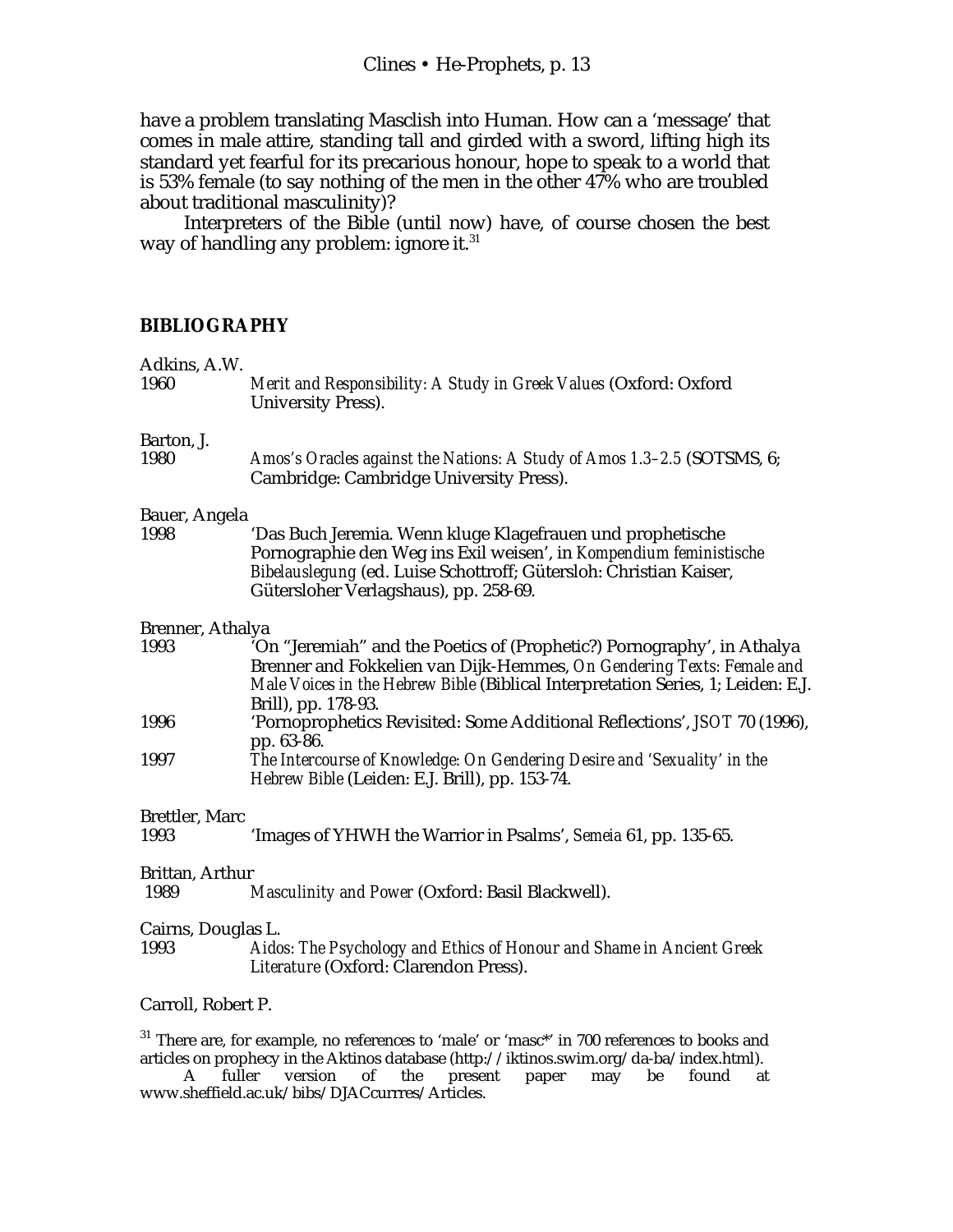have a problem translating Masclish into Human. How can a 'message' that comes in male attire, standing tall and girded with a sword, lifting high its standard yet fearful for its precarious honour, hope to speak to a world that is 53% female (to say nothing of the men in the other 47% who are troubled about traditional masculinity)?

Interpreters of the Bible (until now) have, of course chosen the best way of handling any problem: ignore it.[31]

## BIBLIOGRAPHY

Adkins, A.W.
1960 *Merit and Responsibility: A Study in Greek Values* (Oxford: Oxford University Press).

Barton, J.
1980 *Amos's Oracles against the Nations: A Study of Amos 1.3–2.5* (SOTSMS, 6; Cambridge: Cambridge University Press).

Bauer, Angela
1998 'Das Buch Jeremia. Wenn kluge Klagefrauen und prophetische Pornographie den Weg ins Exil weisen', in *Kompendium feministische Bibelauslegung* (ed. Luise Schottroff; Gütersloh: Christian Kaiser, Gütersloher Verlagshaus), pp. 258-69.

Brenner, Athalya
1993 'On "Jeremiah" and the Poetics of (Prophetic?) Pornography', in Athalya Brenner and Fokkelien van Dijk-Hemmes, *On Gendering Texts: Female and Male Voices in the Hebrew Bible* (Biblical Interpretation Series, 1; Leiden: E.J. Brill), pp. 178-93.
1996 'Pornoprophetics Revisited: Some Additional Reflections', *JSOT* 70 (1996), pp. 63-86.
1997 *The Intercourse of Knowledge: On Gendering Desire and 'Sexuality' in the Hebrew Bible* (Leiden: E.J. Brill), pp. 153-74.

Brettler, Marc
1993 'Images of YHWH the Warrior in Psalms', *Semeia* 61, pp. 135-65.

Brittan, Arthur
1989 *Masculinity and Power* (Oxford: Basil Blackwell).

Cairns, Douglas L.
1993 *Aidos: The Psychology and Ethics of Honour and Shame in Ancient Greek Literature* (Oxford: Clarendon Press).

Carroll, Robert P.

[31] There are, for example, no references to 'male' or 'masc*' in 700 references to books and articles on prophecy in the Aktinos database (http://iktinos.swim.org/da-ba/index.html).

A fuller version of the present paper may be found at www.sheffield.ac.uk/bibs/DJACcurrres/Articles.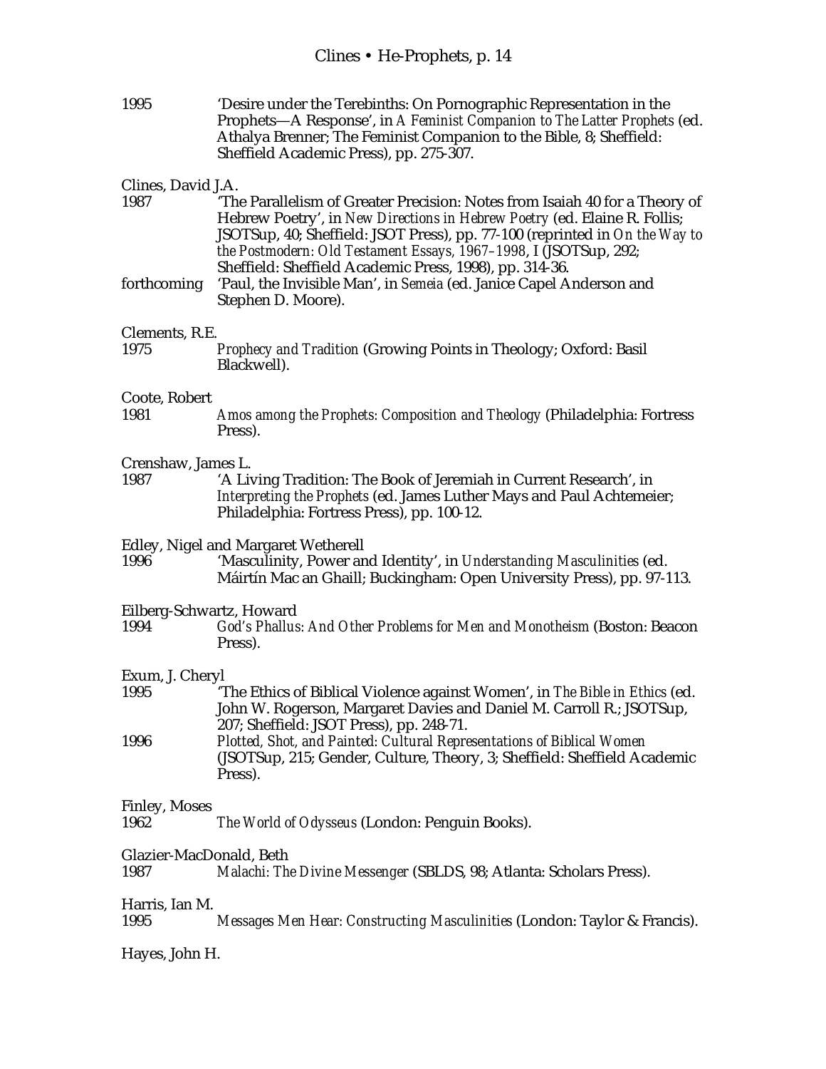1995 'Desire under the Terebinths: On Pornographic Representation in the Prophets—A Response', in *A Feminist Companion to The Latter Prophets* (ed. Athalya Brenner; The Feminist Companion to the Bible, 8; Sheffield: Sheffield Academic Press), pp. 275-307.

Clines, David J.A.

1987 'The Parallelism of Greater Precision: Notes from Isaiah 40 for a Theory of Hebrew Poetry', in *New Directions in Hebrew Poetry* (ed. Elaine R. Follis; JSOTSup, 40; Sheffield: JSOT Press), pp. 77-100 (reprinted in *On the Way to the Postmodern: Old Testament Essays, 1967–1998*, I (JSOTSup, 292; Sheffield: Sheffield Academic Press, 1998), pp. 314-36.

forthcoming 'Paul, the Invisible Man', in *Semeia* (ed. Janice Capel Anderson and Stephen D. Moore).

Clements, R.E.

1975 *Prophecy and Tradition* (Growing Points in Theology; Oxford: Basil Blackwell).

Coote, Robert

1981 *Amos among the Prophets: Composition and Theology* (Philadelphia: Fortress Press).

Crenshaw, James L.

1987 'A Living Tradition: The Book of Jeremiah in Current Research', in *Interpreting the Prophets* (ed. James Luther Mays and Paul Achtemeier; Philadelphia: Fortress Press), pp. 100-12.

Edley, Nigel and Margaret Wetherell

1996 'Masculinity, Power and Identity', in *Understanding Masculinities* (ed. Máirtín Mac an Ghaill; Buckingham: Open University Press), pp. 97-113.

Eilberg-Schwartz, Howard

1994 *God's Phallus: And Other Problems for Men and Monotheism* (Boston: Beacon Press).

Exum, J. Cheryl

1995 'The Ethics of Biblical Violence against Women', in *The Bible in Ethics* (ed. John W. Rogerson, Margaret Davies and Daniel M. Carroll R.; JSOTSup, 207; Sheffield: JSOT Press), pp. 248-71.

1996 *Plotted, Shot, and Painted: Cultural Representations of Biblical Women* (JSOTSup, 215; Gender, Culture, Theory, 3; Sheffield: Sheffield Academic Press).

Finley, Moses

1962 *The World of Odysseus* (London: Penguin Books).

Glazier-MacDonald, Beth

1987 *Malachi: The Divine Messenger* (SBLDS, 98; Atlanta: Scholars Press).

Harris, Ian M.

1995 *Messages Men Hear: Constructing Masculinities* (London: Taylor & Francis).

Hayes, John H.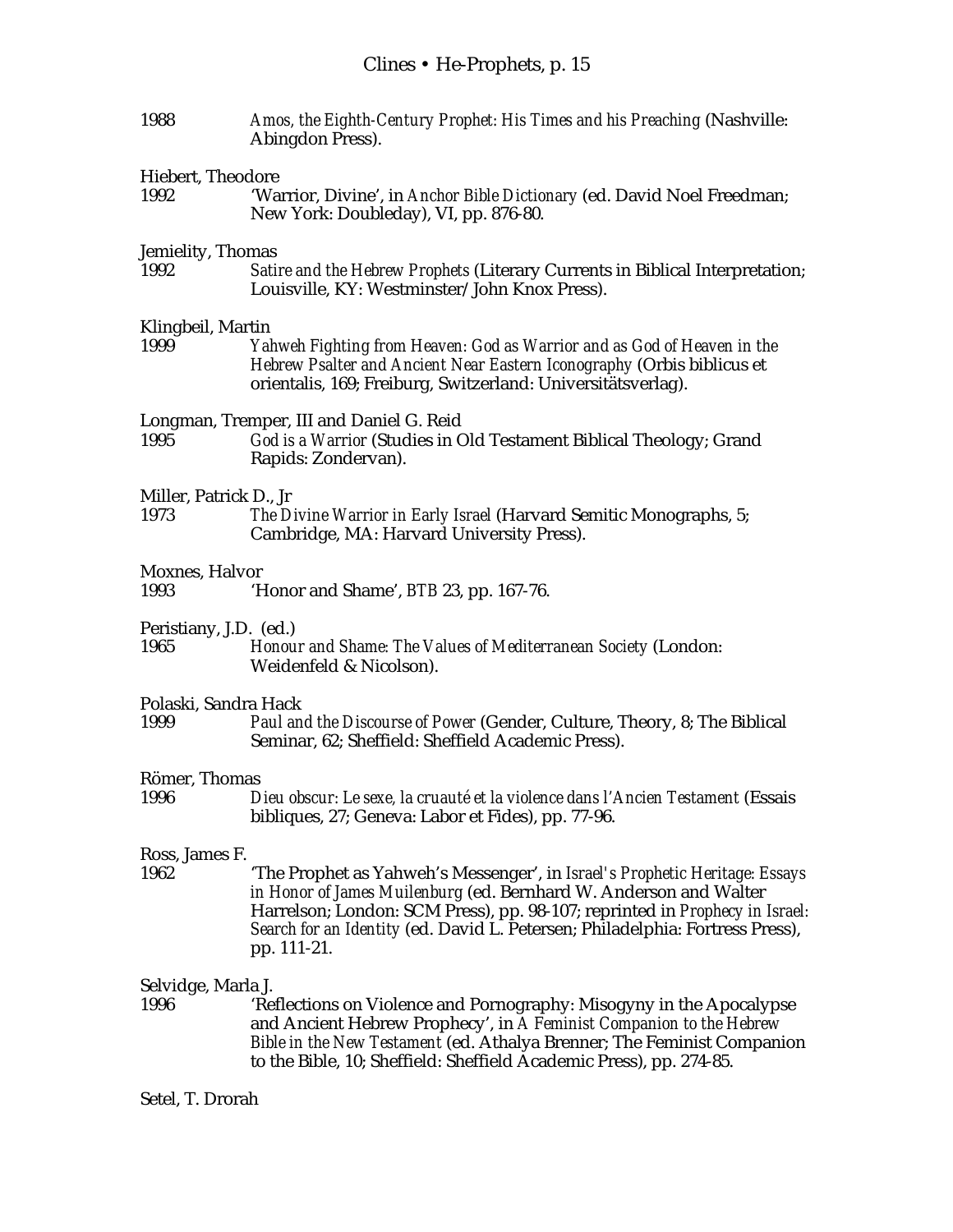1988 *Amos, the Eighth-Century Prophet: His Times and his Preaching* (Nashville: Abingdon Press).

Hiebert, Theodore

1992 'Warrior, Divine', in *Anchor Bible Dictionary* (ed. David Noel Freedman; New York: Doubleday), VI, pp. 876-80.

Jemielity, Thomas

1992 *Satire and the Hebrew Prophets* (Literary Currents in Biblical Interpretation; Louisville, KY: Westminster/John Knox Press).

Klingbeil, Martin

1999 *Yahweh Fighting from Heaven: God as Warrior and as God of Heaven in the Hebrew Psalter and Ancient Near Eastern Iconography* (Orbis biblicus et orientalis, 169; Freiburg, Switzerland: Universitätsverlag).

Longman, Tremper, III and Daniel G. Reid

1995 *God is a Warrior* (Studies in Old Testament Biblical Theology; Grand Rapids: Zondervan).

Miller, Patrick D., Jr

1973 *The Divine Warrior in Early Israel* (Harvard Semitic Monographs, 5; Cambridge, MA: Harvard University Press).

Moxnes, Halvor

1993 'Honor and Shame', *BTB* 23, pp. 167-76.

Peristiany, J.D. (ed.)

1965 *Honour and Shame: The Values of Mediterranean Society* (London: Weidenfeld & Nicolson).

Polaski, Sandra Hack

1999 *Paul and the Discourse of Power* (Gender, Culture, Theory, 8; The Biblical Seminar, 62; Sheffield: Sheffield Academic Press).

Römer, Thomas

1996 *Dieu obscur: Le sexe, la cruauté et la violence dans l'Ancien Testament* (Essais bibliques, 27; Geneva: Labor et Fides), pp. 77-96.

Ross, James F.

1962 'The Prophet as Yahweh's Messenger', in *Israel's Prophetic Heritage: Essays in Honor of James Muilenburg* (ed. Bernhard W. Anderson and Walter Harrelson; London: SCM Press), pp. 98-107; reprinted in *Prophecy in Israel: Search for an Identity* (ed. David L. Petersen; Philadelphia: Fortress Press), pp. 111-21.

Selvidge, Marla J.

1996 'Reflections on Violence and Pornography: Misogyny in the Apocalypse and Ancient Hebrew Prophecy', in *A Feminist Companion to the Hebrew Bible in the New Testament* (ed. Athalya Brenner; The Feminist Companion to the Bible, 10; Sheffield: Sheffield Academic Press), pp. 274-85.

Setel, T. Drorah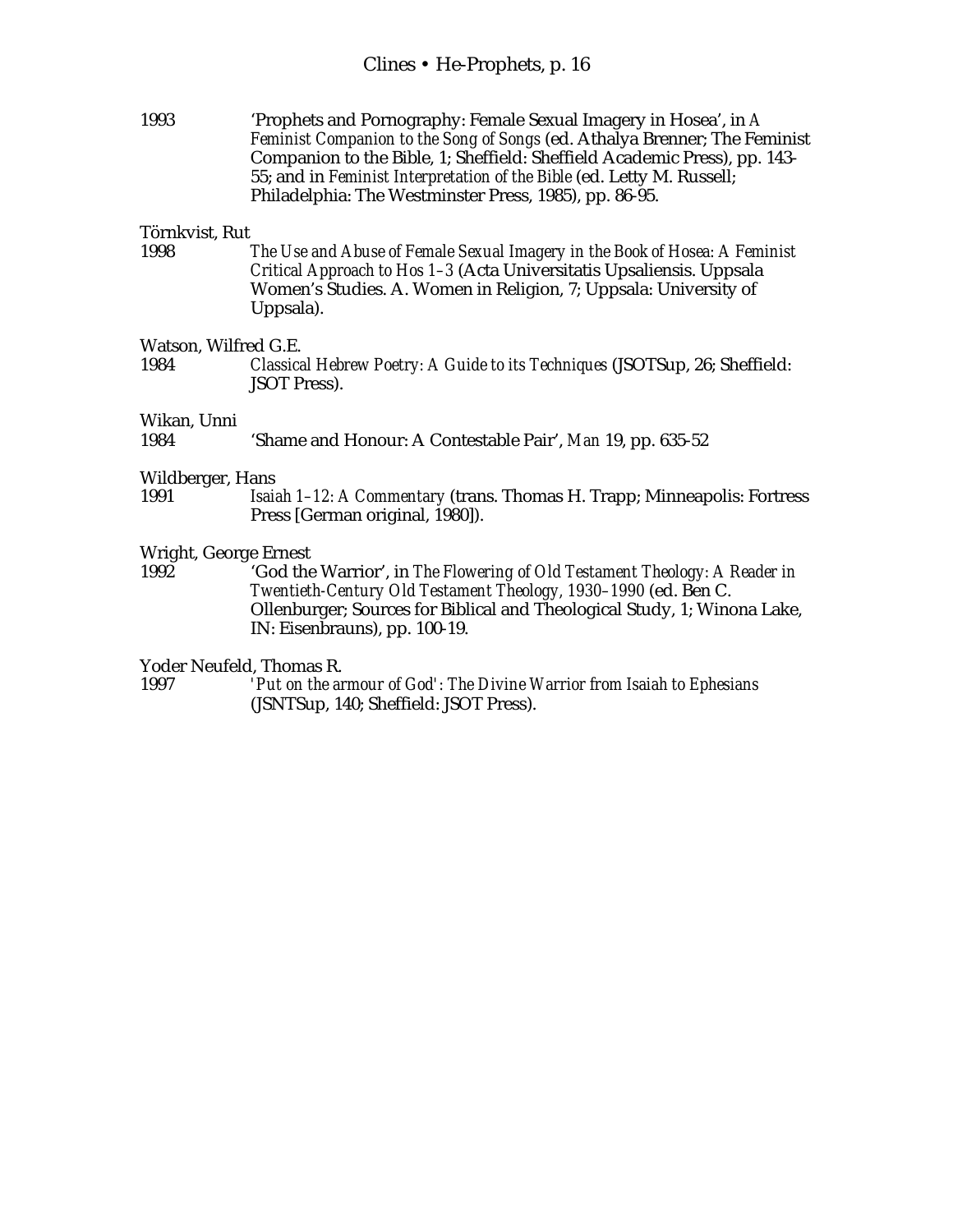1993 'Prophets and Pornography: Female Sexual Imagery in Hosea', in *A Feminist Companion to the Song of Songs* (ed. Athalya Brenner; The Feminist Companion to the Bible, 1; Sheffield: Sheffield Academic Press), pp. 143-55; and in *Feminist Interpretation of the Bible* (ed. Letty M. Russell; Philadelphia: The Westminster Press, 1985), pp. 86-95.

Törnkvist, Rut

1998 *The Use and Abuse of Female Sexual Imagery in the Book of Hosea: A Feminist Critical Approach to Hos 1–3* (Acta Universitatis Upsaliensis. Uppsala Women's Studies. A. Women in Religion, 7; Uppsala: University of Uppsala).

Watson, Wilfred G.E.

1984 *Classical Hebrew Poetry: A Guide to its Techniques* (JSOTSup, 26; Sheffield: JSOT Press).

Wikan, Unni

1984 'Shame and Honour: A Contestable Pair', *Man* 19, pp. 635-52

Wildberger, Hans

1991 *Isaiah 1–12: A Commentary* (trans. Thomas H. Trapp; Minneapolis: Fortress Press [German original, 1980]).

Wright, George Ernest

1992 'God the Warrior', in *The Flowering of Old Testament Theology: A Reader in Twentieth-Century Old Testament Theology, 1930–1990* (ed. Ben C. Ollenburger; Sources for Biblical and Theological Study, 1; Winona Lake, IN: Eisenbrauns), pp. 100-19.

Yoder Neufeld, Thomas R.

1997 *'Put on the armour of God': The Divine Warrior from Isaiah to Ephesians* (JSNTSup, 140; Sheffield: JSOT Press).